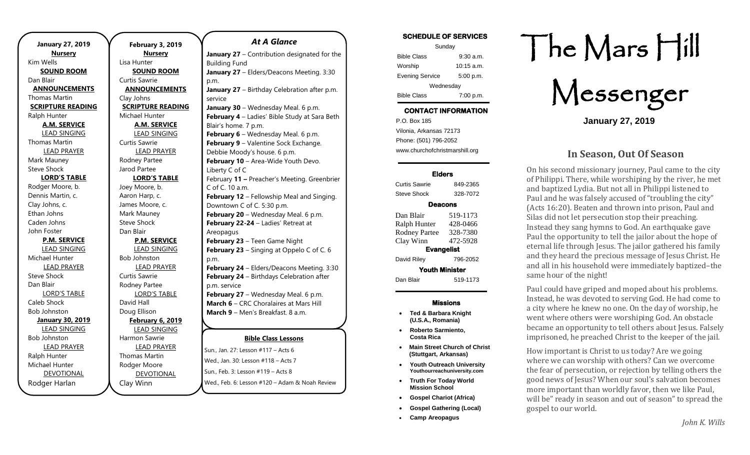**January 27, 2019**

**Nursery**
Kim Wells

**SOUND ROOM**
Dan Blair

**ANNOUNCEMENTS**
Thomas Martin

**SCRIPTURE READING**
Ralph Hunter

**A.M. SERVICE**

LEAD SINGING
Thomas Martin

LEAD PRAYER
Mark Mauney
Steve Shock

**LORD'S TABLE**
Rodger Moore, b.
Dennis Martin, c.
Clay Johns, c.
Ethan Johns
Caden Johns
John Foster

**P.M. SERVICE**

LEAD SINGING
Michael Hunter

LEAD PRAYER
Steve Shock
Dan Blair

LORD'S TABLE
Caleb Shock
Bob Johnston

**January 30, 2019**

LEAD SINGING
Bob Johnston

LEAD PRAYER
Ralph Hunter
Michael Hunter

DEVOTIONAL
Rodger Harlan

**February 3, 2019**

**Nursery**
Lisa Hunter

**SOUND ROOM**
Curtis Sawrie

**ANNOUNCEMENTS**
Clay Johns

**SCRIPTURE READING**
Michael Hunter

**A.M. SERVICE**

LEAD SINGING
Curtis Sawrie

LEAD PRAYER
Rodney Partee
Jarod Partee

**LORD'S TABLE**
Joey Moore, b.
Aaron Harp, c.
James Moore, c.
Mark Mauney
Steve Shock
Dan Blair

**P.M. SERVICE**

LEAD SINGING
Bob Johnston

LEAD PRAYER
Curtis Sawrie
Rodney Partee

LORD'S TABLE
David Hall
Doug Ellison

**February 6, 2019**

LEAD SINGING
Harmon Sawrie

LEAD PRAYER
Thomas Martin
Rodger Moore

DEVOTIONAL
Clay Winn

## *At A Glance*

**January 27** – Contribution designated for the Building Fund
**January 27** – Elders/Deacons Meeting. 3:30 p.m.
**January 27** – Birthday Celebration after p.m. service
**January 30** – Wednesday Meal. 6 p.m.
**February 4** – Ladies' Bible Study at Sara Beth Blair's home. 7 p.m.
**February 6** – Wednesday Meal. 6 p.m.
**February 9** – Valentine Sock Exchange. Debbie Moody's house. 6 p.m.
**February 10** – Area-Wide Youth Devo. Liberty C of C
February **11 –** Preacher's Meeting. Greenbrier C of C. 10 a.m.
**February 12** – Fellowship Meal and Singing. Downtown C of C. 5:30 p.m.
**February 20** – Wednesday Meal. 6 p.m.
**February 22-24** – Ladies' Retreat at Areopagus
**February 23** – Teen Game Night
**February 23** – Singing at Oppelo C of C. 6 p.m.
**February 24** – Elders/Deacons Meeting. 3:30
**February 24** – Birthdays Celebration after p.m. service
**February 27** – Wednesday Meal. 6 p.m.
**March 6** – CRC Choralaires at Mars Hill
**March 9** – Men's Breakfast. 8 a.m.

**Bible Class Lessons**

Sun., Jan. 27: Lesson #117 – Acts 6
Wed., Jan. 30: Lesson #118 – Acts 7
Sun., Feb. 3: Lesson #119 – Acts 8
Wed., Feb. 6: Lesson #120 – Adam & Noah Review

**SCHEDULE OF SERVICES**

| Sunday | |
|---|---|
| Bible Class | 9:30 a.m. |
| Worship | 10:15 a.m. |
| Evening Service | 5:00 p.m. |
| Wednesday | |
| Bible Class | 7:00 p.m. |

**CONTACT INFORMATION**

P.O. Box 185
Vilonia, Arkansas 72173
Phone: (501) 796-2052
www.churchofchristmarshill.org

**Elders**

| | |
|---|---|
| Curtis Sawrie | 849-2365 |
| Steve Shock | 328-7072 |

**Deacons**

| | |
|---|---|
| Dan Blair | 519-1173 |
| Ralph Hunter | 428-0466 |
| Rodney Partee | 328-7380 |
| Clay Winn | 472-5928 |

**Evangelist**

| | |
|---|---|
| David Riley | 796-2052 |

**Youth Minister**

| | |
|---|---|
| Dan Blair | 519-1173 |

**Missions**

- **Ted & Barbara Knight (U.S.A., Romania)**
- **Roberto Sarmiento, Costa Rica**
- **Main Street Church of Christ (Stuttgart, Arkansas)**
- **Youth Outreach University Youthourreachuniversity.com**
- **Truth For Today World Mission School**
- **Gospel Chariot (Africa)**
- **Gospel Gathering (Local)**
- **Camp Areopagus**

# The Mars Hill Messenger

**January 27, 2019**

## In Season, Out Of Season

On his second missionary journey, Paul came to the city of Philippi. There, while worshiping by the river, he met and baptized Lydia. But not all in Philippi listened to Paul and he was falsely accused of "troubling the city" (Acts 16:20). Beaten and thrown into prison, Paul and Silas did not let persecution stop their preaching. Instead they sang hymns to God. An earthquake gave Paul the opportunity to tell the jailor about the hope of eternal life through Jesus. The jailor gathered his family and they heard the precious message of Jesus Christ. He and all in his household were immediately baptized–the same hour of the night!

Paul could have griped and moped about his problems. Instead, he was devoted to serving God. He had come to a city where he knew no one. On the day of worship, he went where others were worshiping God. An obstacle became an opportunity to tell others about Jesus. Falsely imprisoned, he preached Christ to the keeper of the jail.

How important is Christ to us today? Are we going where we can worship with others? Can we overcome the fear of persecution, or rejection by telling others the good news of Jesus? When our soul's salvation becomes more important than worldly favor, then we like Paul, will be" ready in season and out of season" to spread the gospel to our world.

*John K. Wills*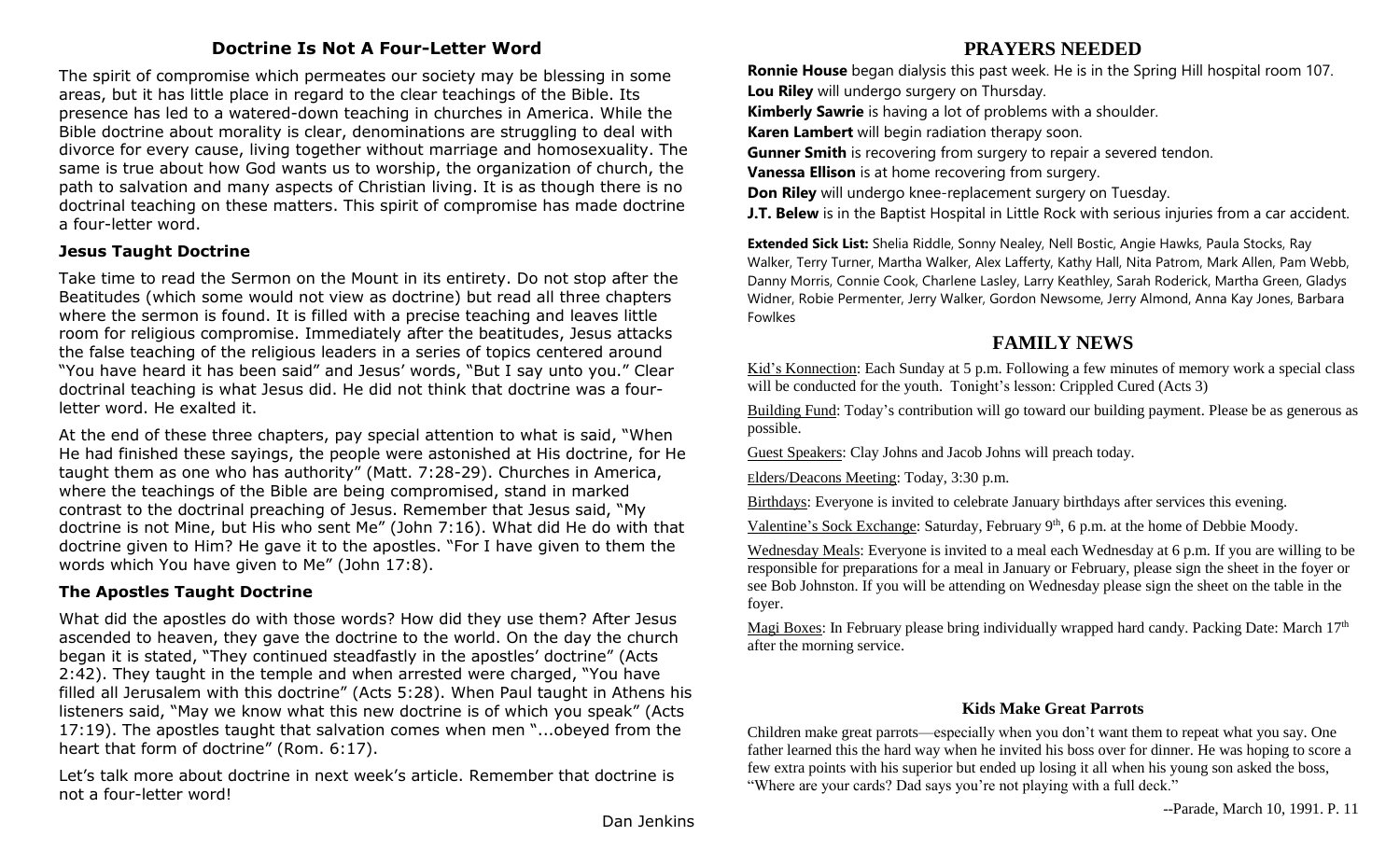## Doctrine Is Not A Four-Letter Word

The spirit of compromise which permeates our society may be blessing in some areas, but it has little place in regard to the clear teachings of the Bible. Its presence has led to a watered-down teaching in churches in America. While the Bible doctrine about morality is clear, denominations are struggling to deal with divorce for every cause, living together without marriage and homosexuality. The same is true about how God wants us to worship, the organization of church, the path to salvation and many aspects of Christian living. It is as though there is no doctrinal teaching on these matters. This spirit of compromise has made doctrine a four-letter word.

### Jesus Taught Doctrine

Take time to read the Sermon on the Mount in its entirety. Do not stop after the Beatitudes (which some would not view as doctrine) but read all three chapters where the sermon is found. It is filled with a precise teaching and leaves little room for religious compromise. Immediately after the beatitudes, Jesus attacks the false teaching of the religious leaders in a series of topics centered around "You have heard it has been said" and Jesus' words, "But I say unto you." Clear doctrinal teaching is what Jesus did. He did not think that doctrine was a four-letter word. He exalted it.

At the end of these three chapters, pay special attention to what is said, "When He had finished these sayings, the people were astonished at His doctrine, for He taught them as one who has authority" (Matt. 7:28-29). Churches in America, where the teachings of the Bible are being compromised, stand in marked contrast to the doctrinal preaching of Jesus. Remember that Jesus said, "My doctrine is not Mine, but His who sent Me" (John 7:16). What did He do with that doctrine given to Him? He gave it to the apostles. "For I have given to them the words which You have given to Me" (John 17:8).

### The Apostles Taught Doctrine

What did the apostles do with those words? How did they use them? After Jesus ascended to heaven, they gave the doctrine to the world. On the day the church began it is stated, "They continued steadfastly in the apostles' doctrine" (Acts 2:42). They taught in the temple and when arrested were charged, "You have filled all Jerusalem with this doctrine" (Acts 5:28). When Paul taught in Athens his listeners said, "May we know what this new doctrine is of which you speak" (Acts 17:19). The apostles taught that salvation comes when men "...obeyed from the heart that form of doctrine" (Rom. 6:17).

Let's talk more about doctrine in next week's article. Remember that doctrine is not a four-letter word!

Dan Jenkins

## PRAYERS NEEDED

**Ronnie House** began dialysis this past week. He is in the Spring Hill hospital room 107.

**Lou Riley** will undergo surgery on Thursday.

**Kimberly Sawrie** is having a lot of problems with a shoulder.

**Karen Lambert** will begin radiation therapy soon.

**Gunner Smith** is recovering from surgery to repair a severed tendon.

**Vanessa Ellison** is at home recovering from surgery.

**Don Riley** will undergo knee-replacement surgery on Tuesday.

**J.T. Belew** is in the Baptist Hospital in Little Rock with serious injuries from a car accident.

**Extended Sick List:** Shelia Riddle, Sonny Nealey, Nell Bostic, Angie Hawks, Paula Stocks, Ray Walker, Terry Turner, Martha Walker, Alex Lafferty, Kathy Hall, Nita Patrom, Mark Allen, Pam Webb, Danny Morris, Connie Cook, Charlene Lasley, Larry Keathley, Sarah Roderick, Martha Green, Gladys Widner, Robie Permenter, Jerry Walker, Gordon Newsome, Jerry Almond, Anna Kay Jones, Barbara Fowlkes

## FAMILY NEWS

Kid's Konnection: Each Sunday at 5 p.m. Following a few minutes of memory work a special class will be conducted for the youth. Tonight's lesson: Crippled Cured (Acts 3)

Building Fund: Today's contribution will go toward our building payment. Please be as generous as possible.

Guest Speakers: Clay Johns and Jacob Johns will preach today.

Elders/Deacons Meeting: Today, 3:30 p.m.

Birthdays: Everyone is invited to celebrate January birthdays after services this evening.

Valentine's Sock Exchange: Saturday, February 9th, 6 p.m. at the home of Debbie Moody.

Wednesday Meals: Everyone is invited to a meal each Wednesday at 6 p.m. If you are willing to be responsible for preparations for a meal in January or February, please sign the sheet in the foyer or see Bob Johnston. If you will be attending on Wednesday please sign the sheet on the table in the foyer.

Magi Boxes: In February please bring individually wrapped hard candy. Packing Date: March 17th after the morning service.

### Kids Make Great Parrots

Children make great parrots—especially when you don't want them to repeat what you say. One father learned this the hard way when he invited his boss over for dinner. He was hoping to score a few extra points with his superior but ended up losing it all when his young son asked the boss, "Where are your cards? Dad says you're not playing with a full deck."

--Parade, March 10, 1991. P. 11